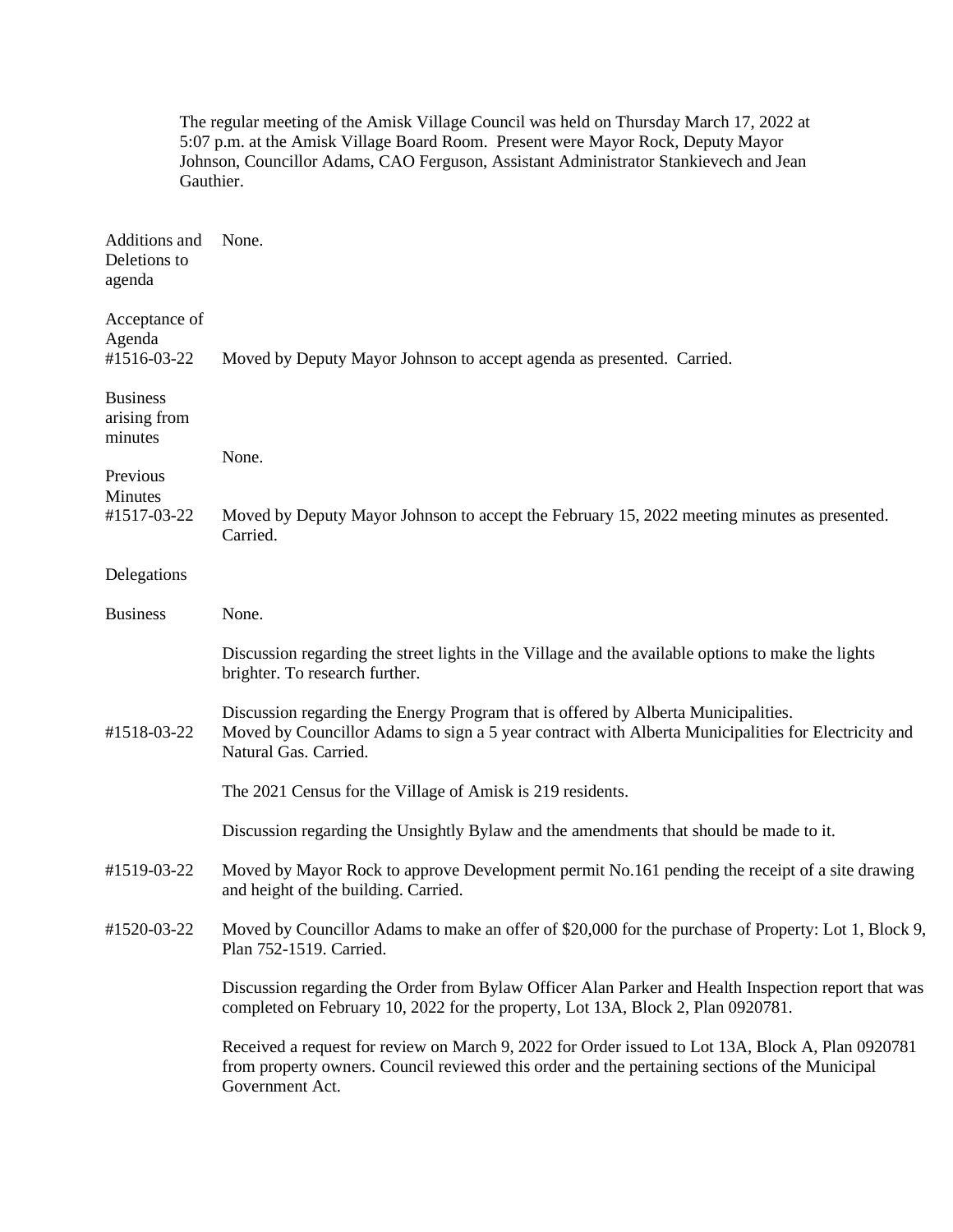The regular meeting of the Amisk Village Council was held on Thursday March 17, 2022 at 5:07 p.m. at the Amisk Village Board Room. Present were Mayor Rock, Deputy Mayor Johnson, Councillor Adams, CAO Ferguson, Assistant Administrator Stankievech and Jean Gauthier.

**Additions and Deletions to agenda**

None.

**Acceptance of Agenda**
**#1516-03-22**

Moved by Deputy Mayor Johnson to accept agenda as presented. Carried.

**Business arising from minutes**

None.

**Previous Minutes**
**#1517-03-22**

Moved by Deputy Mayor Johnson to accept the February 15, 2022 meeting minutes as presented. Carried.

**Delegations**

None.

**Business**

Discussion regarding the street lights in the Village and the available options to make the lights brighter. To research further.

Discussion regarding the Energy Program that is offered by Alberta Municipalities.

**#1518-03-22**

Moved by Councillor Adams to sign a 5 year contract with Alberta Municipalities for Electricity and Natural Gas. Carried.

The 2021 Census for the Village of Amisk is 219 residents.

Discussion regarding the Unsightly Bylaw and the amendments that should be made to it.

**#1519-03-22**

Moved by Mayor Rock to approve Development permit No.161 pending the receipt of a site drawing and height of the building. Carried.

**#1520-03-22**

Moved by Councillor Adams to make an offer of $20,000 for the purchase of Property: Lot 1, Block 9, Plan 752-1519. Carried.

Discussion regarding the Order from Bylaw Officer Alan Parker and Health Inspection report that was completed on February 10, 2022 for the property, Lot 13A, Block 2, Plan 0920781.

Received a request for review on March 9, 2022 for Order issued to Lot 13A, Block A, Plan 0920781 from property owners. Council reviewed this order and the pertaining sections of the Municipal Government Act.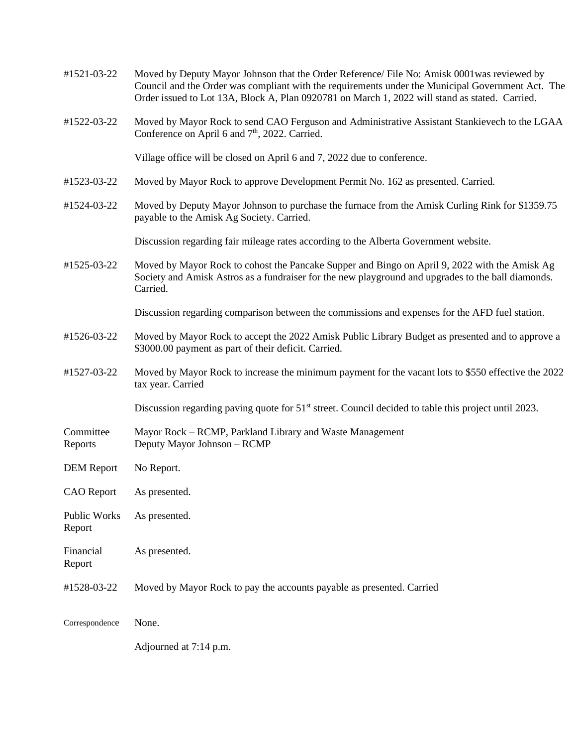#1521-03-22 Moved by Deputy Mayor Johnson that the Order Reference/ File No: Amisk 0001was reviewed by Council and the Order was compliant with the requirements under the Municipal Government Act. The Order issued to Lot 13A, Block A, Plan 0920781 on March 1, 2022 will stand as stated. Carried.

#1522-03-22 Moved by Mayor Rock to send CAO Ferguson and Administrative Assistant Stankievech to the LGAA Conference on April 6 and 7th, 2022. Carried.

Village office will be closed on April 6 and 7, 2022 due to conference.

#1523-03-22 Moved by Mayor Rock to approve Development Permit No. 162 as presented. Carried.

#1524-03-22 Moved by Deputy Mayor Johnson to purchase the furnace from the Amisk Curling Rink for $1359.75 payable to the Amisk Ag Society. Carried.

Discussion regarding fair mileage rates according to the Alberta Government website.

#1525-03-22 Moved by Mayor Rock to cohost the Pancake Supper and Bingo on April 9, 2022 with the Amisk Ag Society and Amisk Astros as a fundraiser for the new playground and upgrades to the ball diamonds. Carried.

Discussion regarding comparison between the commissions and expenses for the AFD fuel station.

#1526-03-22 Moved by Mayor Rock to accept the 2022 Amisk Public Library Budget as presented and to approve a $3000.00 payment as part of their deficit. Carried.

#1527-03-22 Moved by Mayor Rock to increase the minimum payment for the vacant lots to $550 effective the 2022 tax year. Carried

Discussion regarding paving quote for 51st street. Council decided to table this project until 2023.

Committee Reports
Mayor Rock – RCMP, Parkland Library and Waste Management
Deputy Mayor Johnson – RCMP

DEM Report No Report.

CAO Report As presented.

Public Works Report As presented.

Financial Report As presented.

#1528-03-22 Moved by Mayor Rock to pay the accounts payable as presented. Carried

Correspondence None.

Adjourned at 7:14 p.m.